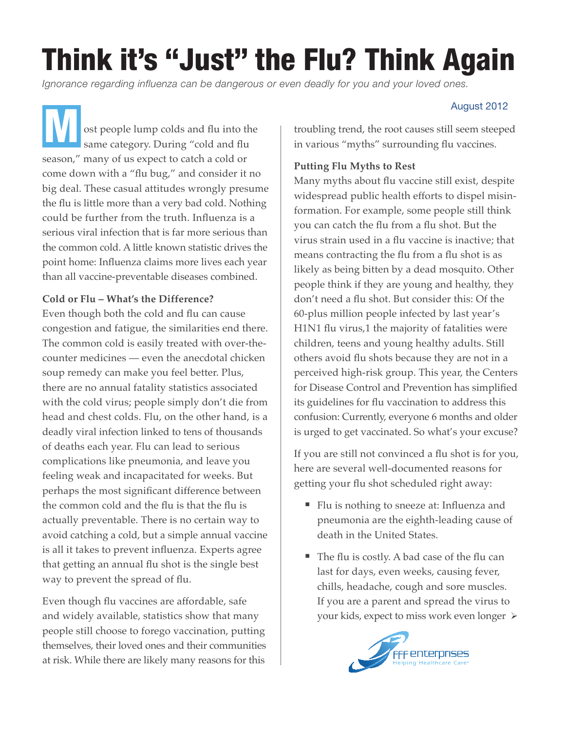# Think it's "Just" the Flu? Think Again

*Ignorance regarding influenza can be dangerous or even deadly for you and your loved ones.*

August 2012

Most people lump colds and flu into the same category. During "cold and flu season," many of us expect to catch a cold or come down with a "flu bug," and consider it no big deal. These casual attitudes wrongly presume the flu is little more than a very bad cold. Nothing could be further from the truth. Influenza is a serious viral infection that is far more serious than the common cold. A little known statistic drives the point home: Influenza claims more lives each year than all vaccine-preventable diseases combined.

**Cold or Flu – What's the Difference?**

Even though both the cold and flu can cause congestion and fatigue, the similarities end there. The common cold is easily treated with over-the-counter medicines — even the anecdotal chicken soup remedy can make you feel better. Plus, there are no annual fatality statistics associated with the cold virus; people simply don't die from head and chest colds. Flu, on the other hand, is a deadly viral infection linked to tens of thousands of deaths each year. Flu can lead to serious complications like pneumonia, and leave you feeling weak and incapacitated for weeks. But perhaps the most significant difference between the common cold and the flu is that the flu is actually preventable. There is no certain way to avoid catching a cold, but a simple annual vaccine is all it takes to prevent influenza. Experts agree that getting an annual flu shot is the single best way to prevent the spread of flu.

Even though flu vaccines are affordable, safe and widely available, statistics show that many people still choose to forego vaccination, putting themselves, their loved ones and their communities at risk. While there are likely many reasons for this troubling trend, the root causes still seem steeped in various "myths" surrounding flu vaccines.

**Putting Flu Myths to Rest**

Many myths about flu vaccine still exist, despite widespread public health efforts to dispel misinformation. For example, some people still think you can catch the flu from a flu shot. But the virus strain used in a flu vaccine is inactive; that means contracting the flu from a flu shot is as likely as being bitten by a dead mosquito. Other people think if they are young and healthy, they don't need a flu shot. But consider this: Of the 60-plus million people infected by last year's H1N1 flu virus,[1] the majority of fatalities were children, teens and young healthy adults. Still others avoid flu shots because they are not in a perceived high-risk group. This year, the Centers for Disease Control and Prevention has simplified its guidelines for flu vaccination to address this confusion: Currently, everyone 6 months and older is urged to get vaccinated. So what's your excuse?

If you are still not convinced a flu shot is for you, here are several well-documented reasons for getting your flu shot scheduled right away:

- Flu is nothing to sneeze at: Influenza and pneumonia are the eighth-leading cause of death in the United States.
- The flu is costly. A bad case of the flu can last for days, even weeks, causing fever, chills, headache, cough and sore muscles. If you are a parent and spread the virus to your kids, expect to miss work even longer ➢

FFF enterprises
Helping Healthcare Care®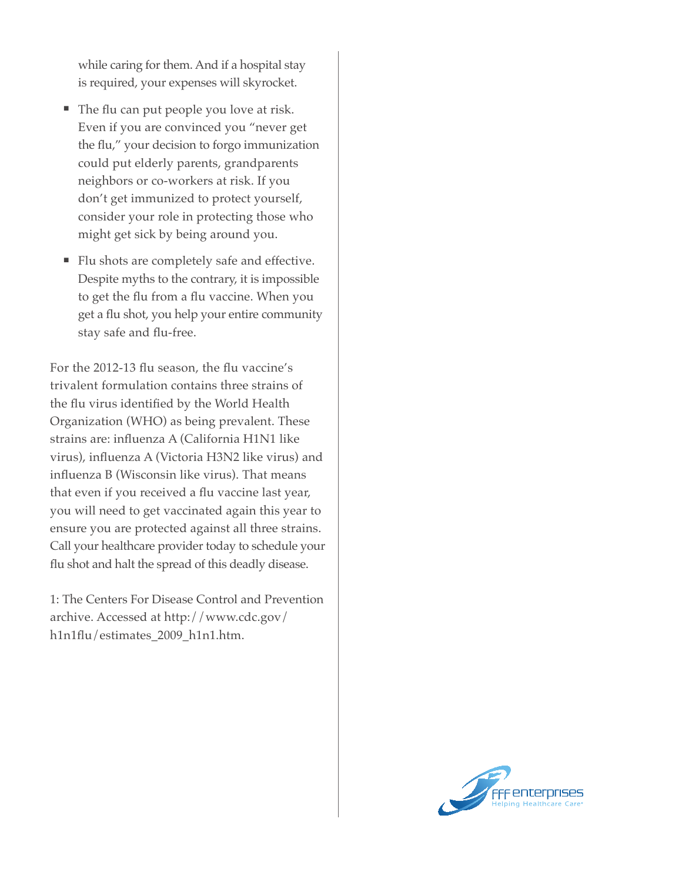while caring for them. And if a hospital stay is required, your expenses will skyrocket.

- The flu can put people you love at risk. Even if you are convinced you "never get the flu," your decision to forgo immunization could put elderly parents, grandparents neighbors or co-workers at risk. If you don't get immunized to protect yourself, consider your role in protecting those who might get sick by being around you.
- Flu shots are completely safe and effective. Despite myths to the contrary, it is impossible to get the flu from a flu vaccine. When you get a flu shot, you help your entire community stay safe and flu-free.

For the 2012-13 flu season, the flu vaccine's trivalent formulation contains three strains of the flu virus identified by the World Health Organization (WHO) as being prevalent. These strains are: influenza A (California H1N1 like virus), influenza A (Victoria H3N2 like virus) and influenza B (Wisconsin like virus). That means that even if you received a flu vaccine last year, you will need to get vaccinated again this year to ensure you are protected against all three strains. Call your healthcare provider today to schedule your flu shot and halt the spread of this deadly disease.

1: The Centers For Disease Control and Prevention archive. Accessed at http://www.cdc.gov/h1n1flu/estimates_2009_h1n1.htm.

FFF enterprises
Helping Healthcare Care®